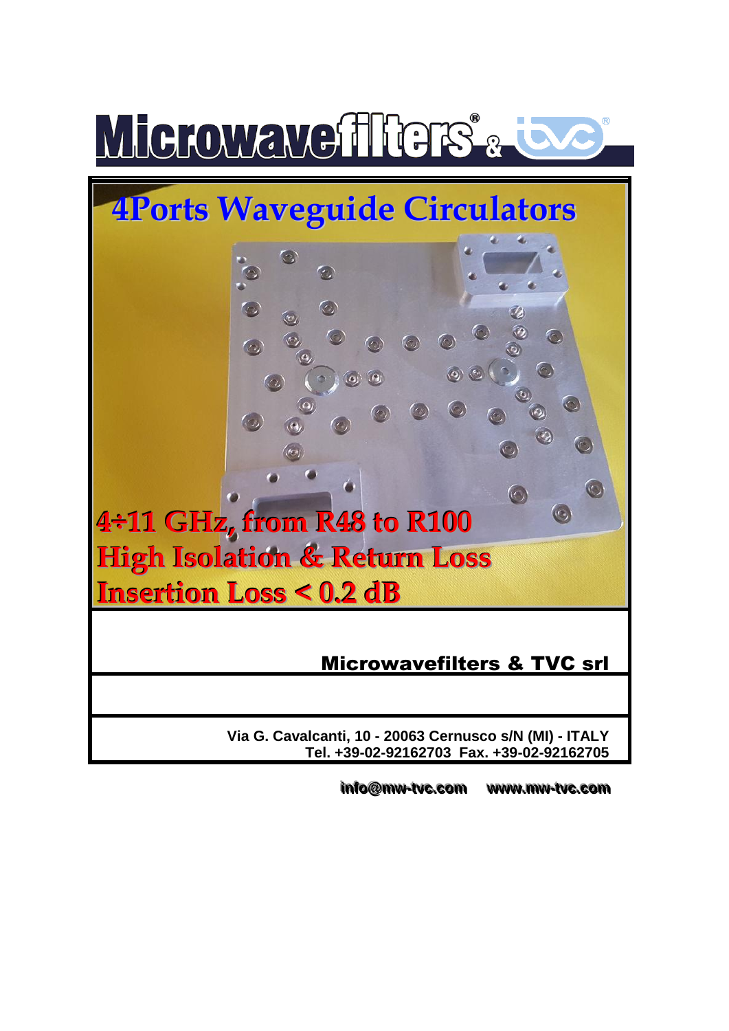# Microwavefilters® & tvc®

## 4Ports Waveguide Circulators

**4÷11 GHz, from R48 to R100**
**High Isolation & Return Loss**
**Insertion Loss < 0.2 dB**

**Microwavefilters & TVC srl**

**Via G. Cavalcanti, 10 - 20063 Cernusco s/N (MI) - ITALY**
**Tel. +39-02-92162703 Fax. +39-02-92162705**

**info@mw-tvc.com www.mw-tvc.com**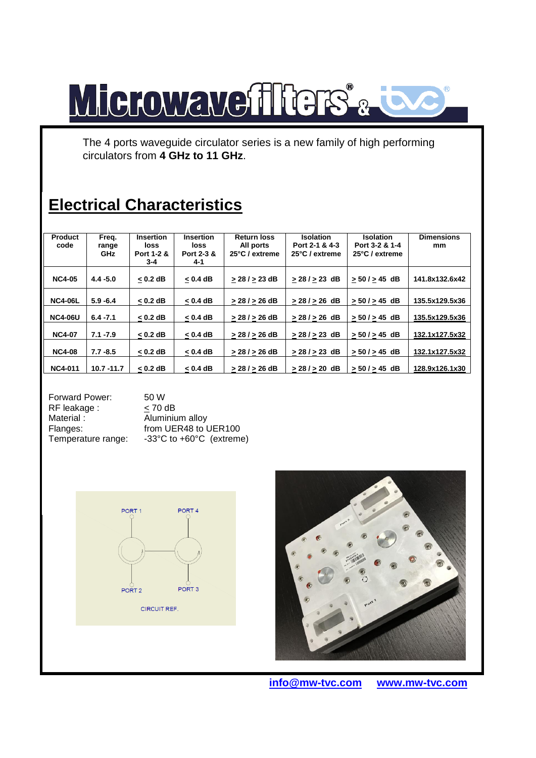The 4 ports waveguide circulator series is a new family of high performing circulators from **4 GHz to 11 GHz**.

## Electrical Characteristics

| Product code | Freq. range GHz | Insertion loss Port 1-2 & 3-4 | Insertion loss Port 2-3 & 4-1 | Return loss All ports 25°C / extreme | Isolation Port 2-1 & 4-3 25°C / extreme | Isolation Port 3-2 & 1-4 25°C / extreme | Dimensions mm |
|---|---|---|---|---|---|---|---|
| NC4-05 | 4.4 -5.0 | ≤ 0.2 dB | ≤ 0.4 dB | ≥ 28 / ≥ 23 dB | ≥ 28 / ≥ 23 dB | ≥ 50 / ≥ 45 dB | 141.8x132.6x42 |
| NC4-06L | 5.9 -6.4 | ≤ 0.2 dB | ≤ 0.4 dB | ≥ 28 / ≥ 26 dB | ≥ 28 / ≥ 26 dB | ≥ 50 / ≥ 45 dB | 135.5x129.5x36 |
| NC4-06U | 6.4 -7.1 | ≤ 0.2 dB | ≤ 0.4 dB | ≥ 28 / ≥ 26 dB | ≥ 28 / ≥ 26 dB | ≥ 50 / ≥ 45 dB | 135.5x129.5x36 |
| NC4-07 | 7.1 -7.9 | ≤ 0.2 dB | ≤ 0.4 dB | ≥ 28 / ≥ 26 dB | ≥ 28 / ≥ 23 dB | ≥ 50 / ≥ 45 dB | 132.1x127.5x32 |
| NC4-08 | 7.7 -8.5 | ≤ 0.2 dB | ≤ 0.4 dB | ≥ 28 / ≥ 26 dB | ≥ 28 / ≥ 23 dB | ≥ 50 / ≥ 45 dB | 132.1x127.5x32 |
| NC4-011 | 10.7 -11.7 | ≤ 0.2 dB | ≤ 0.4 dB | ≥ 28 / ≥ 26 dB | ≥ 28 / ≥ 20 dB | ≥ 50 / ≥ 45 dB | 128.9x126.1x30 |

Forward Power: 50 W
RF leakage : ≤ 70 dB
Material : Aluminium alloy
Flanges: from UER48 to UER100
Temperature range: -33°C to +60°C (extreme)

PORT 1
PORT 4
PORT 2
PORT 3
CIRCUIT REF.

info@mw-tvc.com www.mw-tvc.com